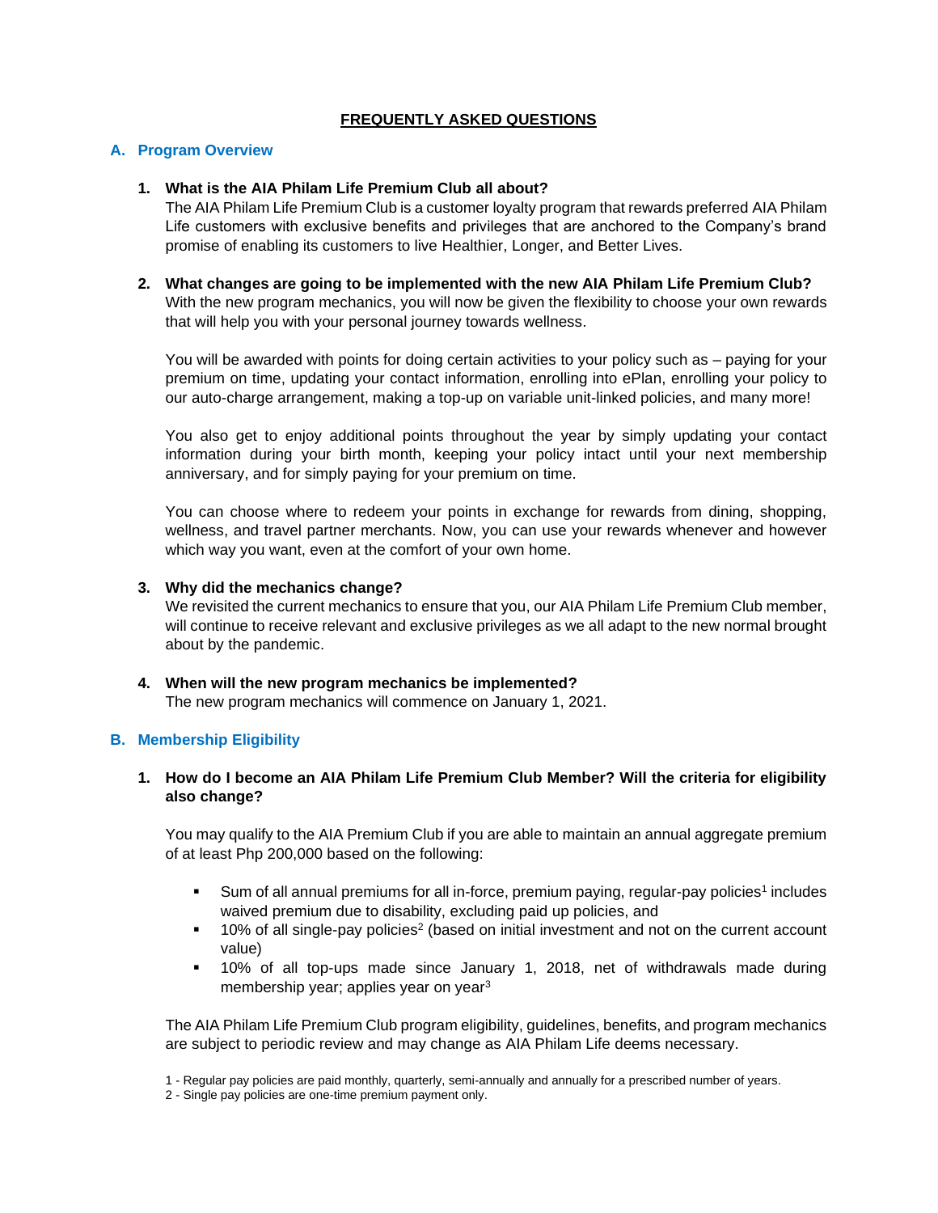# FREQUENTLY ASKED QUESTIONS

## A. Program Overview

1. **What is the AIA Philam Life Premium Club all about?**
   The AIA Philam Life Premium Club is a customer loyalty program that rewards preferred AIA Philam Life customers with exclusive benefits and privileges that are anchored to the Company's brand promise of enabling its customers to live Healthier, Longer, and Better Lives.

2. **What changes are going to be implemented with the new AIA Philam Life Premium Club?**
   With the new program mechanics, you will now be given the flexibility to choose your own rewards that will help you with your personal journey towards wellness.

   You will be awarded with points for doing certain activities to your policy such as – paying for your premium on time, updating your contact information, enrolling into ePlan, enrolling your policy to our auto-charge arrangement, making a top-up on variable unit-linked policies, and many more!

   You also get to enjoy additional points throughout the year by simply updating your contact information during your birth month, keeping your policy intact until your next membership anniversary, and for simply paying for your premium on time.

   You can choose where to redeem your points in exchange for rewards from dining, shopping, wellness, and travel partner merchants. Now, you can use your rewards whenever and however which way you want, even at the comfort of your own home.

3. **Why did the mechanics change?**
   We revisited the current mechanics to ensure that you, our AIA Philam Life Premium Club member, will continue to receive relevant and exclusive privileges as we all adapt to the new normal brought about by the pandemic.

4. **When will the new program mechanics be implemented?**
   The new program mechanics will commence on January 1, 2021.

## B. Membership Eligibility

1. **How do I become an AIA Philam Life Premium Club Member? Will the criteria for eligibility also change?**

   You may qualify to the AIA Premium Club if you are able to maintain an annual aggregate premium of at least Php 200,000 based on the following:

   - Sum of all annual premiums for all in-force, premium paying, regular-pay policies[1] includes waived premium due to disability, excluding paid up policies, and
   - 10% of all single-pay policies[2] (based on initial investment and not on the current account value)
   - 10% of all top-ups made since January 1, 2018, net of withdrawals made during membership year; applies year on year[3]

   The AIA Philam Life Premium Club program eligibility, guidelines, benefits, and program mechanics are subject to periodic review and may change as AIA Philam Life deems necessary.

1 - Regular pay policies are paid monthly, quarterly, semi-annually and annually for a prescribed number of years.

2 - Single pay policies are one-time premium payment only.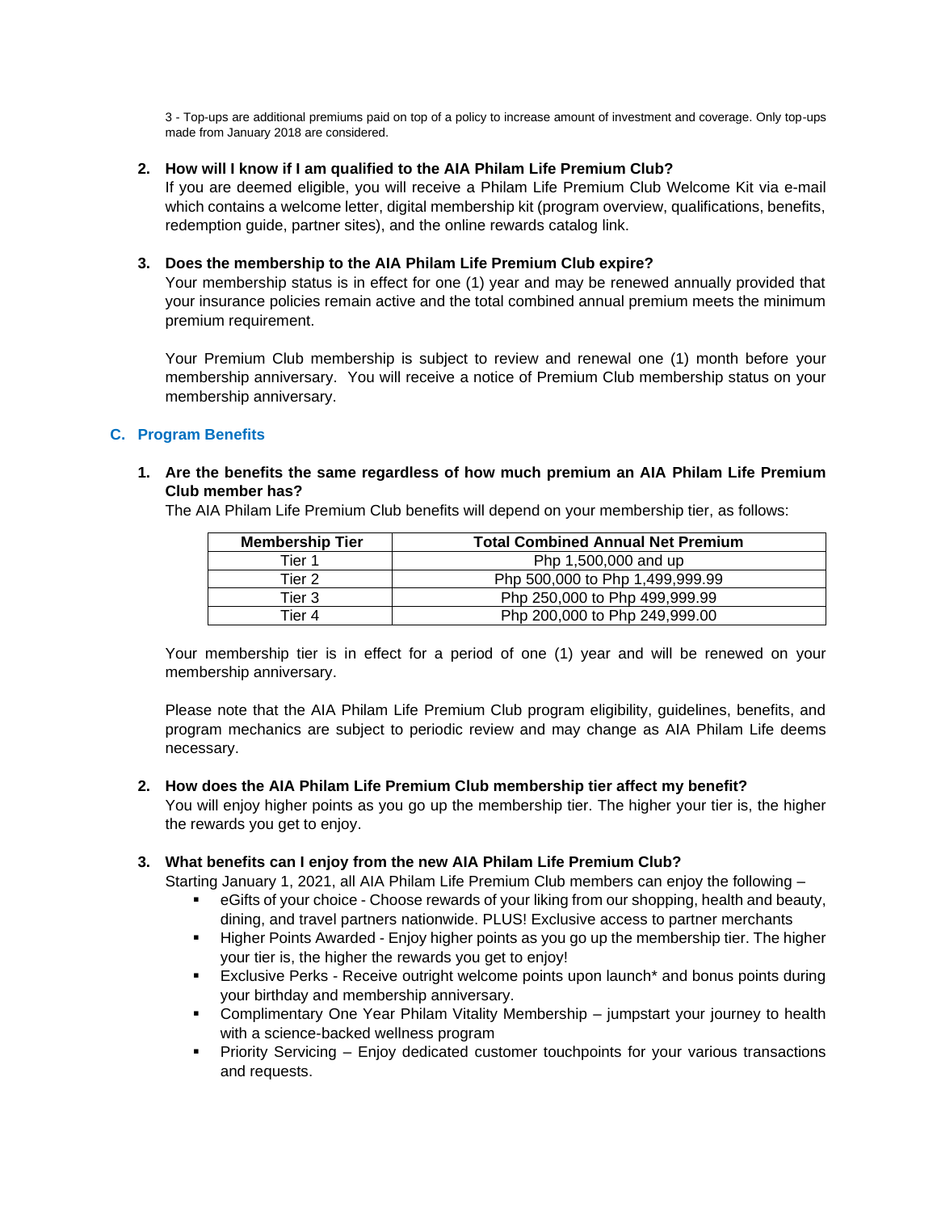3 - Top-ups are additional premiums paid on top of a policy to increase amount of investment and coverage. Only top-ups made from January 2018 are considered.

2. **How will I know if I am qualified to the AIA Philam Life Premium Club?**
   If you are deemed eligible, you will receive a Philam Life Premium Club Welcome Kit via e-mail which contains a welcome letter, digital membership kit (program overview, qualifications, benefits, redemption guide, partner sites), and the online rewards catalog link.

3. **Does the membership to the AIA Philam Life Premium Club expire?**
   Your membership status is in effect for one (1) year and may be renewed annually provided that your insurance policies remain active and the total combined annual premium meets the minimum premium requirement.

   Your Premium Club membership is subject to review and renewal one (1) month before your membership anniversary. You will receive a notice of Premium Club membership status on your membership anniversary.

## C. Program Benefits

1. **Are the benefits the same regardless of how much premium an AIA Philam Life Premium Club member has?**
   The AIA Philam Life Premium Club benefits will depend on your membership tier, as follows:

| Membership Tier | Total Combined Annual Net Premium |
| --- | --- |
| Tier 1 | Php 1,500,000 and up |
| Tier 2 | Php 500,000 to Php 1,499,999.99 |
| Tier 3 | Php 250,000 to Php 499,999.99 |
| Tier 4 | Php 200,000 to Php 249,999.00 |

   Your membership tier is in effect for a period of one (1) year and will be renewed on your membership anniversary.

   Please note that the AIA Philam Life Premium Club program eligibility, guidelines, benefits, and program mechanics are subject to periodic review and may change as AIA Philam Life deems necessary.

2. **How does the AIA Philam Life Premium Club membership tier affect my benefit?**
   You will enjoy higher points as you go up the membership tier. The higher your tier is, the higher the rewards you get to enjoy.

3. **What benefits can I enjoy from the new AIA Philam Life Premium Club?**
   Starting January 1, 2021, all AIA Philam Life Premium Club members can enjoy the following –
   - eGifts of your choice - Choose rewards of your liking from our shopping, health and beauty, dining, and travel partners nationwide. PLUS! Exclusive access to partner merchants
   - Higher Points Awarded - Enjoy higher points as you go up the membership tier. The higher your tier is, the higher the rewards you get to enjoy!
   - Exclusive Perks - Receive outright welcome points upon launch* and bonus points during your birthday and membership anniversary.
   - Complimentary One Year Philam Vitality Membership – jumpstart your journey to health with a science-backed wellness program
   - Priority Servicing – Enjoy dedicated customer touchpoints for your various transactions and requests.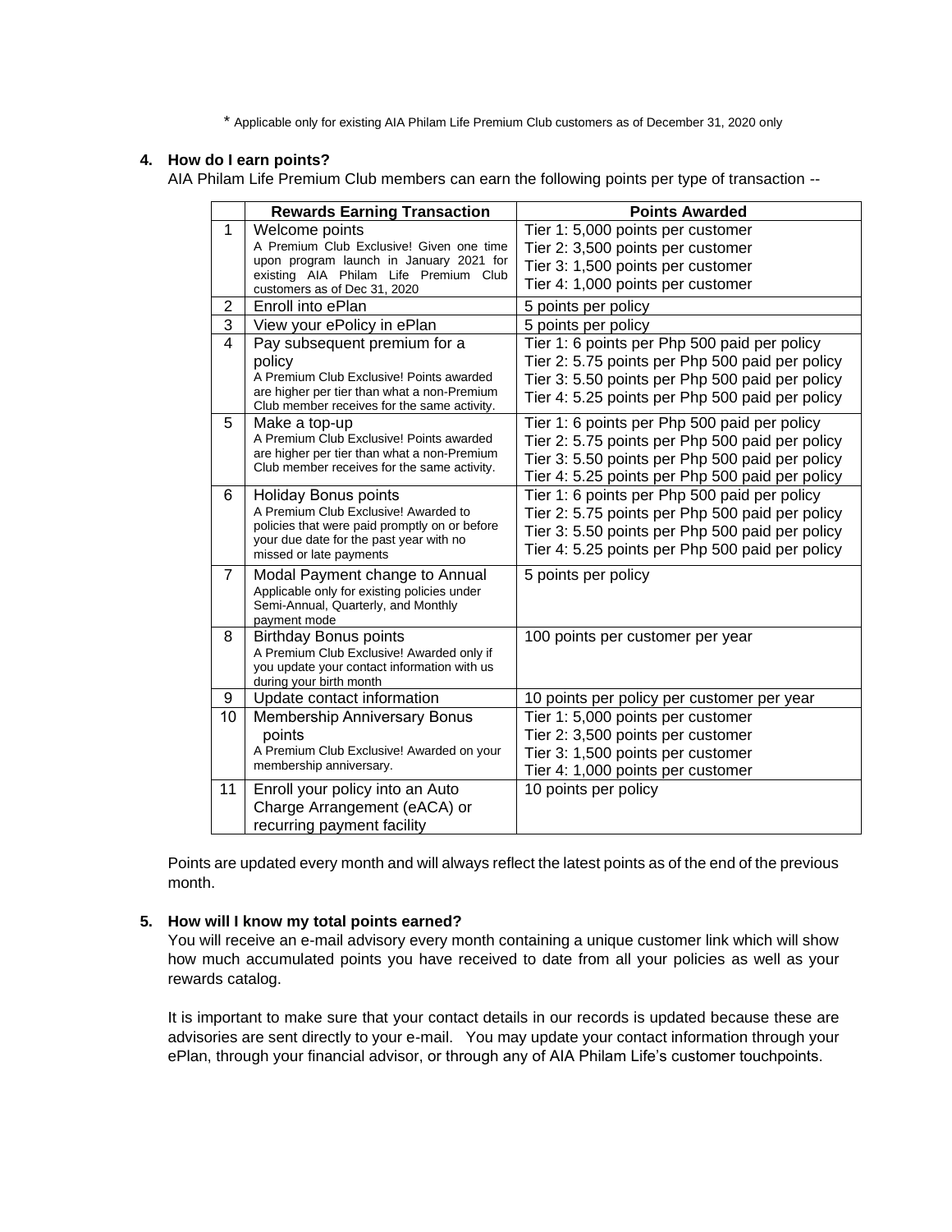\* Applicable only for existing AIA Philam Life Premium Club customers as of December 31, 2020 only

**4. How do I earn points?**

AIA Philam Life Premium Club members can earn the following points per type of transaction --

| | Rewards Earning Transaction | Points Awarded |
|---|---|---|
| 1 | Welcome points<br>A Premium Club Exclusive! Given one time upon program launch in January 2021 for existing AIA Philam Life Premium Club customers as of Dec 31, 2020 | Tier 1: 5,000 points per customer<br>Tier 2: 3,500 points per customer<br>Tier 3: 1,500 points per customer<br>Tier 4: 1,000 points per customer |
| 2 | Enroll into ePlan | 5 points per policy |
| 3 | View your ePolicy in ePlan | 5 points per policy |
| 4 | Pay subsequent premium for a policy<br>A Premium Club Exclusive! Points awarded are higher per tier than what a non-Premium Club member receives for the same activity. | Tier 1: 6 points per Php 500 paid per policy<br>Tier 2: 5.75 points per Php 500 paid per policy<br>Tier 3: 5.50 points per Php 500 paid per policy<br>Tier 4: 5.25 points per Php 500 paid per policy |
| 5 | Make a top-up<br>A Premium Club Exclusive! Points awarded are higher per tier than what a non-Premium Club member receives for the same activity. | Tier 1: 6 points per Php 500 paid per policy<br>Tier 2: 5.75 points per Php 500 paid per policy<br>Tier 3: 5.50 points per Php 500 paid per policy<br>Tier 4: 5.25 points per Php 500 paid per policy |
| 6 | Holiday Bonus points<br>A Premium Club Exclusive! Awarded to policies that were paid promptly on or before your due date for the past year with no missed or late payments | Tier 1: 6 points per Php 500 paid per policy<br>Tier 2: 5.75 points per Php 500 paid per policy<br>Tier 3: 5.50 points per Php 500 paid per policy<br>Tier 4: 5.25 points per Php 500 paid per policy |
| 7 | Modal Payment change to Annual<br>Applicable only for existing policies under Semi-Annual, Quarterly, and Monthly payment mode | 5 points per policy |
| 8 | Birthday Bonus points<br>A Premium Club Exclusive! Awarded only if you update your contact information with us during your birth month | 100 points per customer per year |
| 9 | Update contact information | 10 points per policy per customer per year |
| 10 | Membership Anniversary Bonus points<br>A Premium Club Exclusive! Awarded on your membership anniversary. | Tier 1: 5,000 points per customer<br>Tier 2: 3,500 points per customer<br>Tier 3: 1,500 points per customer<br>Tier 4: 1,000 points per customer |
| 11 | Enroll your policy into an Auto Charge Arrangement (eACA) or recurring payment facility | 10 points per policy |

Points are updated every month and will always reflect the latest points as of the end of the previous month.

**5. How will I know my total points earned?**

You will receive an e-mail advisory every month containing a unique customer link which will show how much accumulated points you have received to date from all your policies as well as your rewards catalog.

It is important to make sure that your contact details in our records is updated because these are advisories are sent directly to your e-mail. You may update your contact information through your ePlan, through your financial advisor, or through any of AIA Philam Life's customer touchpoints.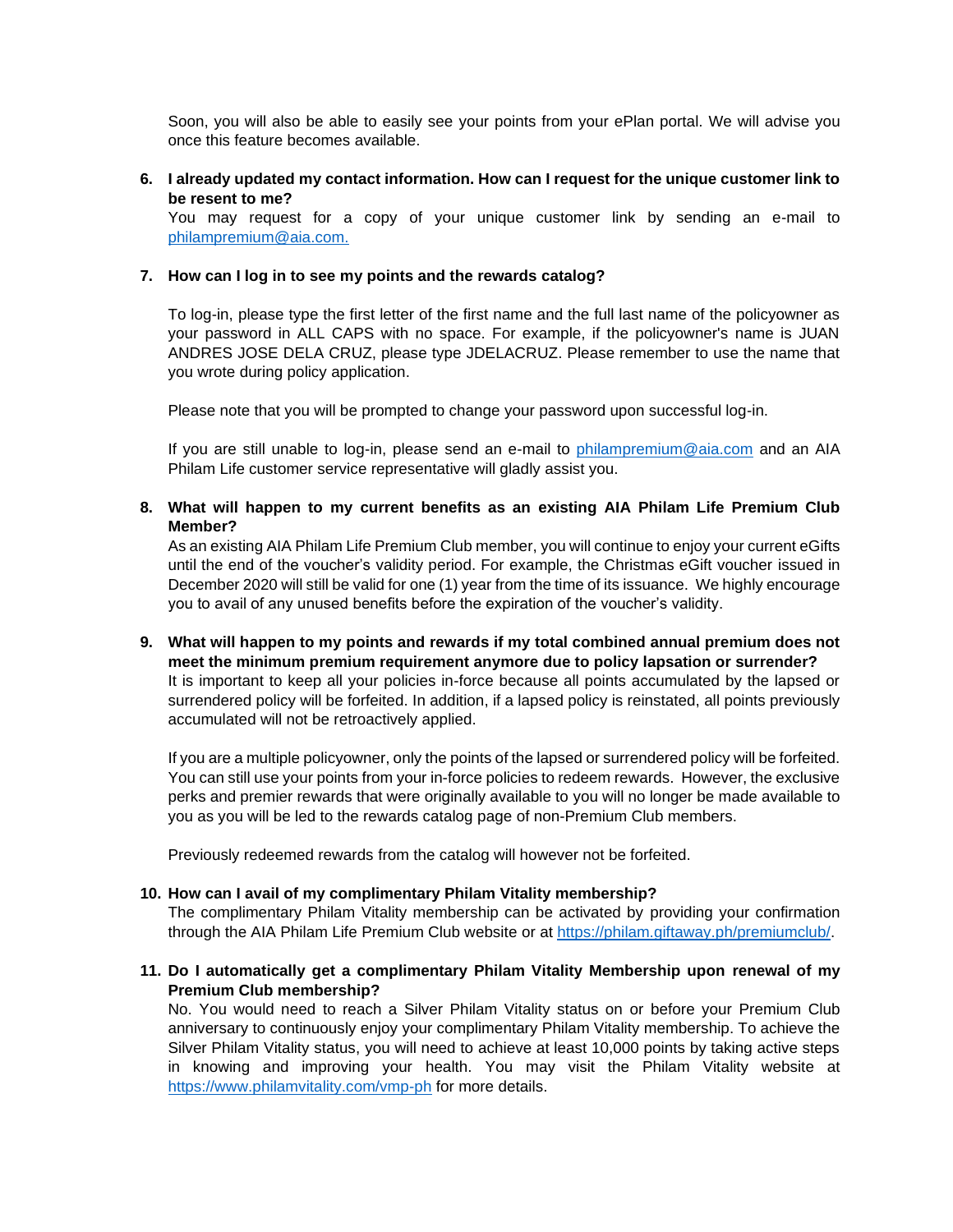Soon, you will also be able to easily see your points from your ePlan portal. We will advise you once this feature becomes available.

6. **I already updated my contact information. How can I request for the unique customer link to be resent to me?**
   You may request for a copy of your unique customer link by sending an e-mail to [philampremium@aia.com.](mailto:philampremium@aia.com)

7. **How can I log in to see my points and the rewards catalog?**

   To log-in, please type the first letter of the first name and the full last name of the policyowner as your password in ALL CAPS with no space. For example, if the policyowner's name is JUAN ANDRES JOSE DELA CRUZ, please type JDELACRUZ. Please remember to use the name that you wrote during policy application.

   Please note that you will be prompted to change your password upon successful log-in.

   If you are still unable to log-in, please send an e-mail to [philampremium@aia.com](mailto:philampremium@aia.com) and an AIA Philam Life customer service representative will gladly assist you.

8. **What will happen to my current benefits as an existing AIA Philam Life Premium Club Member?**
   As an existing AIA Philam Life Premium Club member, you will continue to enjoy your current eGifts until the end of the voucher's validity period. For example, the Christmas eGift voucher issued in December 2020 will still be valid for one (1) year from the time of its issuance. We highly encourage you to avail of any unused benefits before the expiration of the voucher's validity.

9. **What will happen to my points and rewards if my total combined annual premium does not meet the minimum premium requirement anymore due to policy lapsation or surrender?**
   It is important to keep all your policies in-force because all points accumulated by the lapsed or surrendered policy will be forfeited. In addition, if a lapsed policy is reinstated, all points previously accumulated will not be retroactively applied.

   If you are a multiple policyowner, only the points of the lapsed or surrendered policy will be forfeited. You can still use your points from your in-force policies to redeem rewards. However, the exclusive perks and premier rewards that were originally available to you will no longer be made available to you as you will be led to the rewards catalog page of non-Premium Club members.

   Previously redeemed rewards from the catalog will however not be forfeited.

10. **How can I avail of my complimentary Philam Vitality membership?**
    The complimentary Philam Vitality membership can be activated by providing your confirmation through the AIA Philam Life Premium Club website or at [https://philam.giftaway.ph/premiumclub/](https://philam.giftaway.ph/premiumclub/).

11. **Do I automatically get a complimentary Philam Vitality Membership upon renewal of my Premium Club membership?**
    No. You would need to reach a Silver Philam Vitality status on or before your Premium Club anniversary to continuously enjoy your complimentary Philam Vitality membership. To achieve the Silver Philam Vitality status, you will need to achieve at least 10,000 points by taking active steps in knowing and improving your health. You may visit the Philam Vitality website at [https://www.philamvitality.com/vmp-ph](https://www.philamvitality.com/vmp-ph) for more details.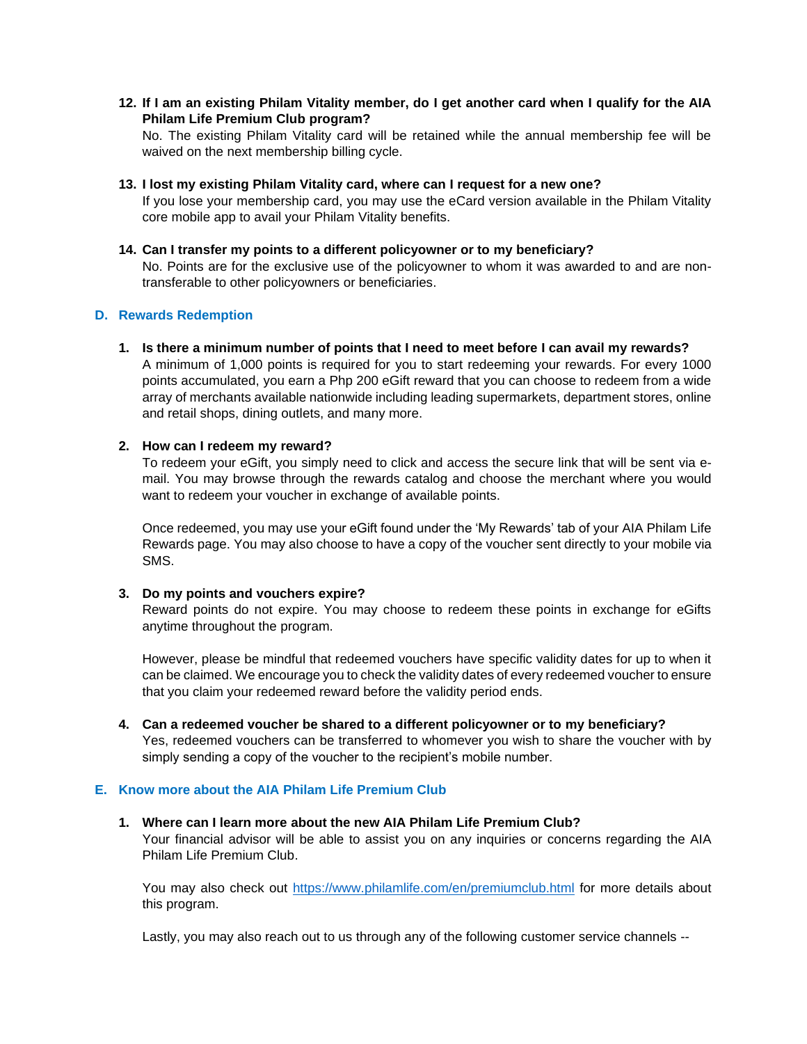12. **If I am an existing Philam Vitality member, do I get another card when I qualify for the AIA Philam Life Premium Club program?**
    No. The existing Philam Vitality card will be retained while the annual membership fee will be waived on the next membership billing cycle.

13. **I lost my existing Philam Vitality card, where can I request for a new one?**
    If you lose your membership card, you may use the eCard version available in the Philam Vitality core mobile app to avail your Philam Vitality benefits.

14. **Can I transfer my points to a different policyowner or to my beneficiary?**
    No. Points are for the exclusive use of the policyowner to whom it was awarded to and are non-transferable to other policyowners or beneficiaries.

## D. Rewards Redemption

1. **Is there a minimum number of points that I need to meet before I can avail my rewards?**
   A minimum of 1,000 points is required for you to start redeeming your rewards. For every 1000 points accumulated, you earn a Php 200 eGift reward that you can choose to redeem from a wide array of merchants available nationwide including leading supermarkets, department stores, online and retail shops, dining outlets, and many more.

2. **How can I redeem my reward?**
   To redeem your eGift, you simply need to click and access the secure link that will be sent via e-mail. You may browse through the rewards catalog and choose the merchant where you would want to redeem your voucher in exchange of available points.

   Once redeemed, you may use your eGift found under the 'My Rewards' tab of your AIA Philam Life Rewards page. You may also choose to have a copy of the voucher sent directly to your mobile via SMS.

3. **Do my points and vouchers expire?**
   Reward points do not expire. You may choose to redeem these points in exchange for eGifts anytime throughout the program.

   However, please be mindful that redeemed vouchers have specific validity dates for up to when it can be claimed. We encourage you to check the validity dates of every redeemed voucher to ensure that you claim your redeemed reward before the validity period ends.

4. **Can a redeemed voucher be shared to a different policyowner or to my beneficiary?**
   Yes, redeemed vouchers can be transferred to whomever you wish to share the voucher with by simply sending a copy of the voucher to the recipient's mobile number.

## E. Know more about the AIA Philam Life Premium Club

1. **Where can I learn more about the new AIA Philam Life Premium Club?**
   Your financial advisor will be able to assist you on any inquiries or concerns regarding the AIA Philam Life Premium Club.

   You may also check out [https://www.philamlife.com/en/premiumclub.html](https://www.philamlife.com/en/premiumclub.html) for more details about this program.

   Lastly, you may also reach out to us through any of the following customer service channels --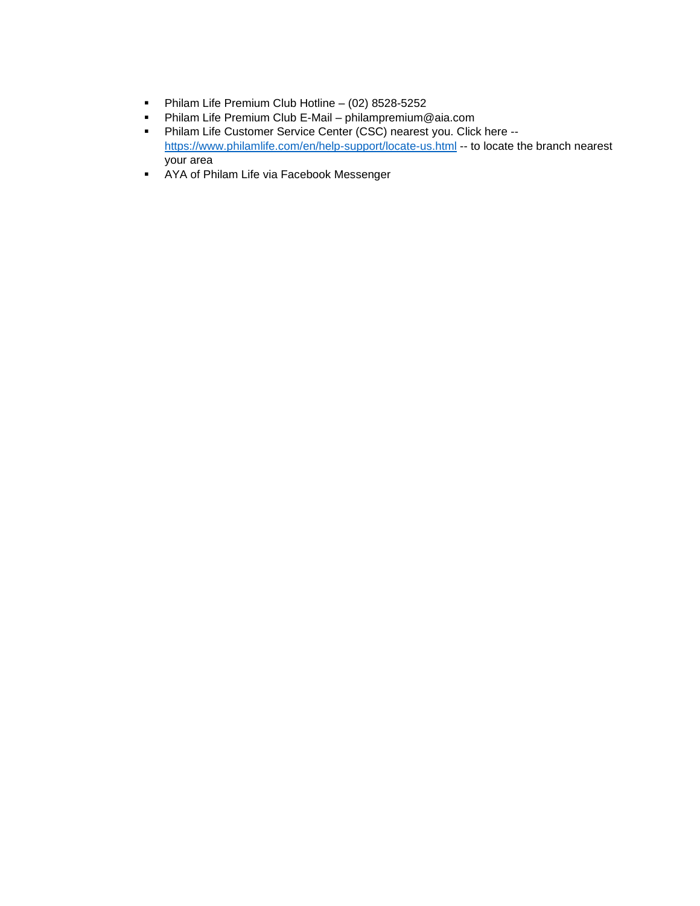- Philam Life Premium Club Hotline – (02) 8528-5252
- Philam Life Premium Club E-Mail – philampremium@aia.com
- Philam Life Customer Service Center (CSC) nearest you. Click here -- https://www.philamlife.com/en/help-support/locate-us.html -- to locate the branch nearest your area
- AYA of Philam Life via Facebook Messenger